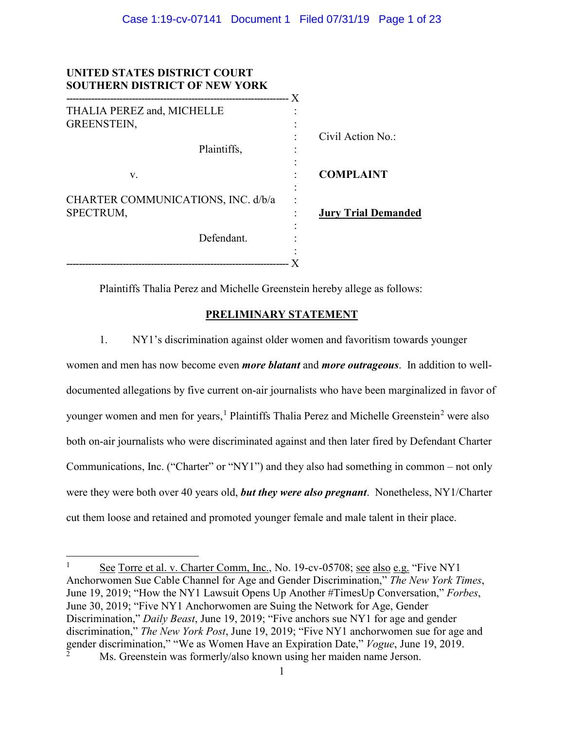**UNITED STATES DISTRICT COURT**
**SOUTHERN DISTRICT OF NEW YORK**

| | | |
|---|---|---|
| THALIA PEREZ and, MICHELLE GREENSTEIN, | : | Civil Action No.: |
| Plaintiffs, | : | |
| v. | : | **COMPLAINT** |
| CHARTER COMMUNICATIONS, INC. d/b/a SPECTRUM, | : | **Jury Trial Demanded** |
| Defendant. | : | |

Plaintiffs Thalia Perez and Michelle Greenstein hereby allege as follows:

## PRELIMINARY STATEMENT

1. NY1's discrimination against older women and favoritism towards younger women and men has now become even ***more blatant*** and ***more outrageous***. In addition to well-documented allegations by five current on-air journalists who have been marginalized in favor of younger women and men for years,[1] Plaintiffs Thalia Perez and Michelle Greenstein[2] were also both on-air journalists who were discriminated against and then later fired by Defendant Charter Communications, Inc. ("Charter" or "NY1") and they also had something in common – not only were they were both over 40 years old, ***but they were also pregnant***. Nonetheless, NY1/Charter cut them loose and retained and promoted younger female and male talent in their place.

---

[1] See Torre et al. v. Charter Comm, Inc., No. 19-cv-05708; see also e.g. "Five NY1 Anchorwomen Sue Cable Channel for Age and Gender Discrimination," *The New York Times*, June 19, 2019; "How the NY1 Lawsuit Opens Up Another #TimesUp Conversation," *Forbes*, June 30, 2019; "Five NY1 Anchorwomen are Suing the Network for Age, Gender Discrimination," *Daily Beast*, June 19, 2019; "Five anchors sue NY1 for age and gender discrimination," *The New York Post*, June 19, 2019; "Five NY1 anchorwomen sue for age and gender discrimination," "We as Women Have an Expiration Date," *Vogue*, June 19, 2019.

[2] Ms. Greenstein was formerly/also known using her maiden name Jerson.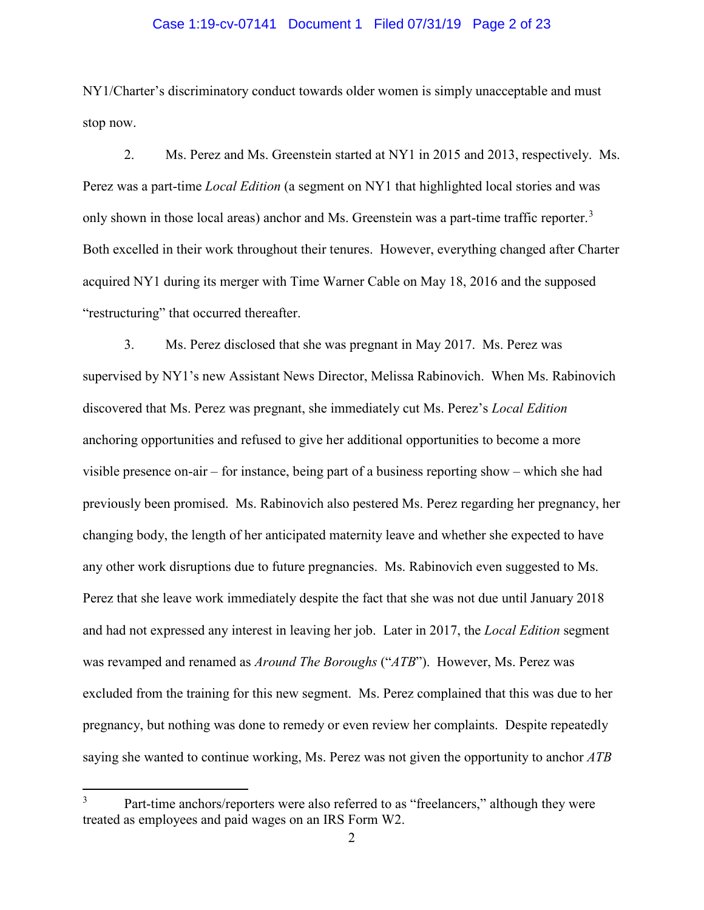NY1/Charter's discriminatory conduct towards older women is simply unacceptable and must stop now.

2. Ms. Perez and Ms. Greenstein started at NY1 in 2015 and 2013, respectively. Ms. Perez was a part-time *Local Edition* (a segment on NY1 that highlighted local stories and was only shown in those local areas) anchor and Ms. Greenstein was a part-time traffic reporter.[3] Both excelled in their work throughout their tenures. However, everything changed after Charter acquired NY1 during its merger with Time Warner Cable on May 18, 2016 and the supposed "restructuring" that occurred thereafter.

3. Ms. Perez disclosed that she was pregnant in May 2017. Ms. Perez was supervised by NY1's new Assistant News Director, Melissa Rabinovich. When Ms. Rabinovich discovered that Ms. Perez was pregnant, she immediately cut Ms. Perez's *Local Edition* anchoring opportunities and refused to give her additional opportunities to become a more visible presence on-air – for instance, being part of a business reporting show – which she had previously been promised. Ms. Rabinovich also pestered Ms. Perez regarding her pregnancy, her changing body, the length of her anticipated maternity leave and whether she expected to have any other work disruptions due to future pregnancies. Ms. Rabinovich even suggested to Ms. Perez that she leave work immediately despite the fact that she was not due until January 2018 and had not expressed any interest in leaving her job. Later in 2017, the *Local Edition* segment was revamped and renamed as *Around The Boroughs* ("*ATB*"). However, Ms. Perez was excluded from the training for this new segment. Ms. Perez complained that this was due to her pregnancy, but nothing was done to remedy or even review her complaints. Despite repeatedly saying she wanted to continue working, Ms. Perez was not given the opportunity to anchor *ATB*

---

[3] Part-time anchors/reporters were also referred to as "freelancers," although they were treated as employees and paid wages on an IRS Form W2.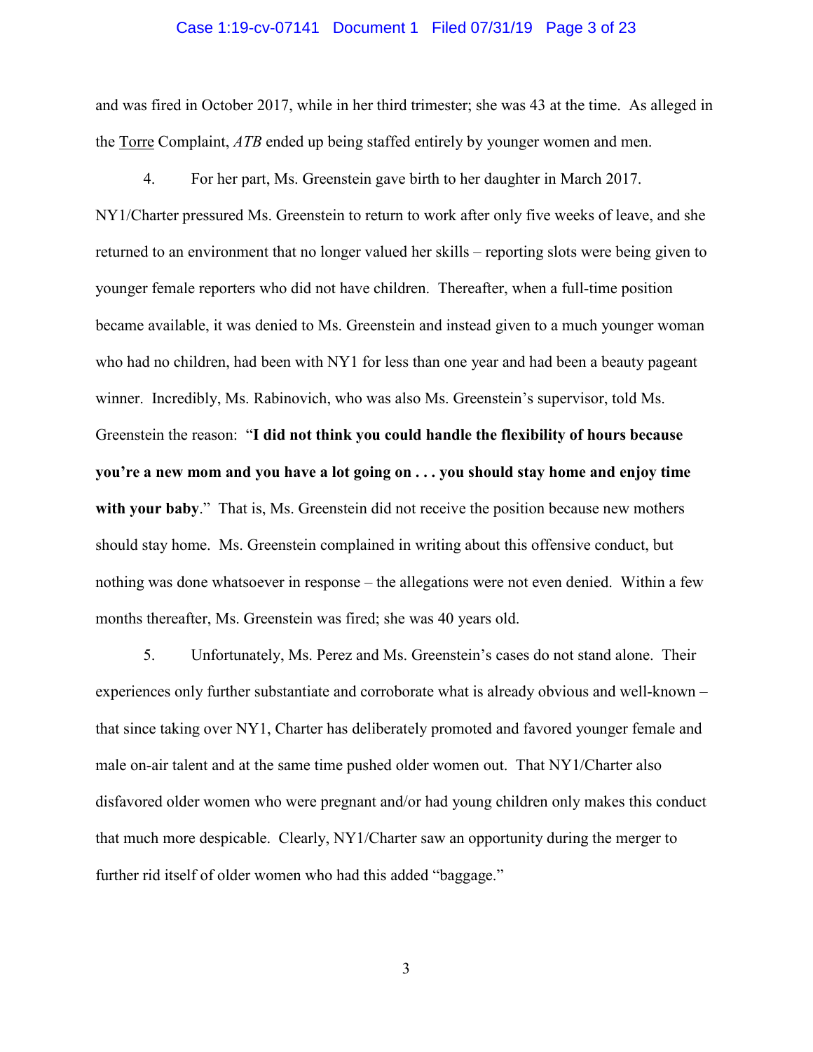and was fired in October 2017, while in her third trimester; she was 43 at the time. As alleged in the Torre Complaint, *ATB* ended up being staffed entirely by younger women and men.

4. For her part, Ms. Greenstein gave birth to her daughter in March 2017. NY1/Charter pressured Ms. Greenstein to return to work after only five weeks of leave, and she returned to an environment that no longer valued her skills – reporting slots were being given to younger female reporters who did not have children. Thereafter, when a full-time position became available, it was denied to Ms. Greenstein and instead given to a much younger woman who had no children, had been with NY1 for less than one year and had been a beauty pageant winner. Incredibly, Ms. Rabinovich, who was also Ms. Greenstein's supervisor, told Ms. Greenstein the reason: "**I did not think you could handle the flexibility of hours because you're a new mom and you have a lot going on . . . you should stay home and enjoy time with your baby**." That is, Ms. Greenstein did not receive the position because new mothers should stay home. Ms. Greenstein complained in writing about this offensive conduct, but nothing was done whatsoever in response – the allegations were not even denied. Within a few months thereafter, Ms. Greenstein was fired; she was 40 years old.

5. Unfortunately, Ms. Perez and Ms. Greenstein's cases do not stand alone. Their experiences only further substantiate and corroborate what is already obvious and well-known – that since taking over NY1, Charter has deliberately promoted and favored younger female and male on-air talent and at the same time pushed older women out. That NY1/Charter also disfavored older women who were pregnant and/or had young children only makes this conduct that much more despicable. Clearly, NY1/Charter saw an opportunity during the merger to further rid itself of older women who had this added "baggage."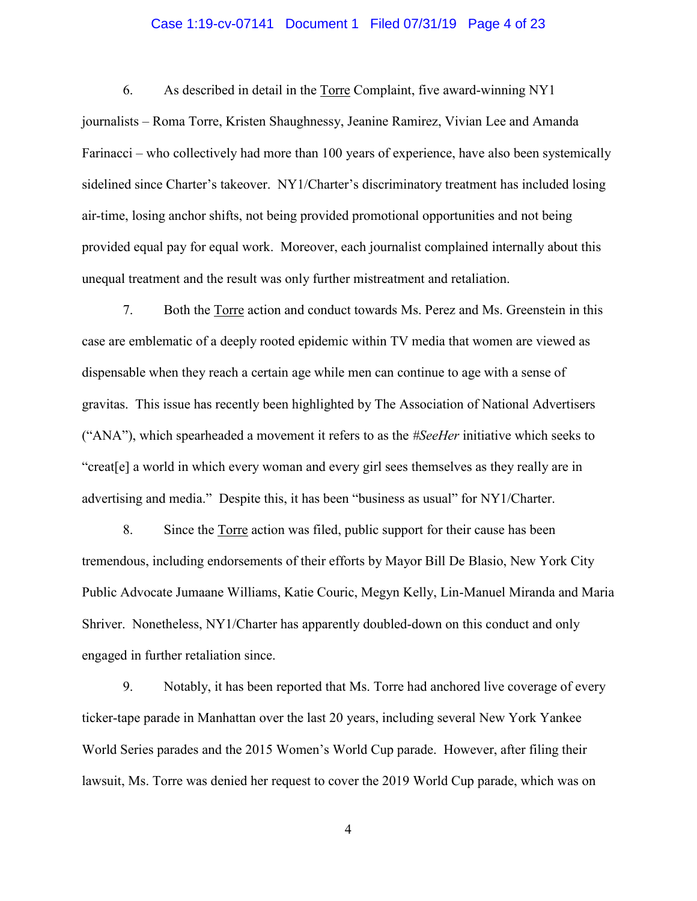6. As described in detail in the Torre Complaint, five award-winning NY1 journalists – Roma Torre, Kristen Shaughnessy, Jeanine Ramirez, Vivian Lee and Amanda Farinacci – who collectively had more than 100 years of experience, have also been systemically sidelined since Charter's takeover. NY1/Charter's discriminatory treatment has included losing air-time, losing anchor shifts, not being provided promotional opportunities and not being provided equal pay for equal work. Moreover, each journalist complained internally about this unequal treatment and the result was only further mistreatment and retaliation.

7. Both the Torre action and conduct towards Ms. Perez and Ms. Greenstein in this case are emblematic of a deeply rooted epidemic within TV media that women are viewed as dispensable when they reach a certain age while men can continue to age with a sense of gravitas. This issue has recently been highlighted by The Association of National Advertisers ("ANA"), which spearheaded a movement it refers to as the *#SeeHer* initiative which seeks to "creat[e] a world in which every woman and every girl sees themselves as they really are in advertising and media." Despite this, it has been "business as usual" for NY1/Charter.

8. Since the Torre action was filed, public support for their cause has been tremendous, including endorsements of their efforts by Mayor Bill De Blasio, New York City Public Advocate Jumaane Williams, Katie Couric, Megyn Kelly, Lin-Manuel Miranda and Maria Shriver. Nonetheless, NY1/Charter has apparently doubled-down on this conduct and only engaged in further retaliation since.

9. Notably, it has been reported that Ms. Torre had anchored live coverage of every ticker-tape parade in Manhattan over the last 20 years, including several New York Yankee World Series parades and the 2015 Women's World Cup parade. However, after filing their lawsuit, Ms. Torre was denied her request to cover the 2019 World Cup parade, which was on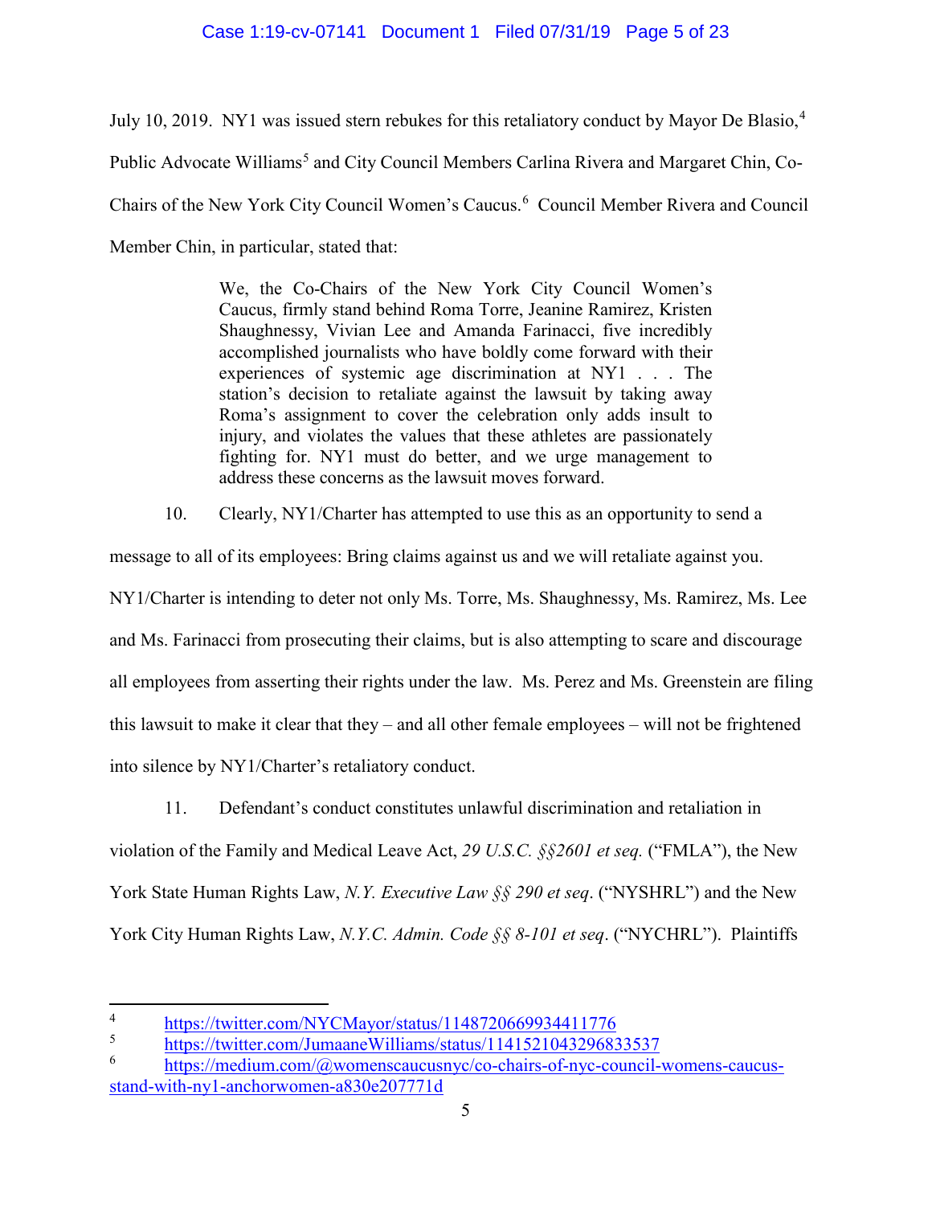July 10, 2019. NY1 was issued stern rebukes for this retaliatory conduct by Mayor De Blasio,[4] Public Advocate Williams[5] and City Council Members Carlina Rivera and Margaret Chin, Co-Chairs of the New York City Council Women's Caucus.[6] Council Member Rivera and Council Member Chin, in particular, stated that:

> We, the Co-Chairs of the New York City Council Women's Caucus, firmly stand behind Roma Torre, Jeanine Ramirez, Kristen Shaughnessy, Vivian Lee and Amanda Farinacci, five incredibly accomplished journalists who have boldly come forward with their experiences of systemic age discrimination at NY1 . . . The station's decision to retaliate against the lawsuit by taking away Roma's assignment to cover the celebration only adds insult to injury, and violates the values that these athletes are passionately fighting for. NY1 must do better, and we urge management to address these concerns as the lawsuit moves forward.

10. Clearly, NY1/Charter has attempted to use this as an opportunity to send a message to all of its employees: Bring claims against us and we will retaliate against you. NY1/Charter is intending to deter not only Ms. Torre, Ms. Shaughnessy, Ms. Ramirez, Ms. Lee and Ms. Farinacci from prosecuting their claims, but is also attempting to scare and discourage all employees from asserting their rights under the law. Ms. Perez and Ms. Greenstein are filing this lawsuit to make it clear that they – and all other female employees – will not be frightened into silence by NY1/Charter's retaliatory conduct.

11. Defendant's conduct constitutes unlawful discrimination and retaliation in violation of the Family and Medical Leave Act, *29 U.S.C. §§2601 et seq.* ("FMLA"), the New York State Human Rights Law, *N.Y. Executive Law §§ 290 et seq*. ("NYSHRL") and the New York City Human Rights Law, *N.Y.C. Admin. Code §§ 8-101 et seq*. ("NYCHRL"). Plaintiffs

---

[4] https://twitter.com/NYCMayor/status/1148720669934411776

[5] https://twitter.com/JumaaneWilliams/status/1141521043296833537

[6] https://medium.com/@womenscaucusnyc/co-chairs-of-nyc-council-womens-caucus-stand-with-ny1-anchorwomen-a830e207771d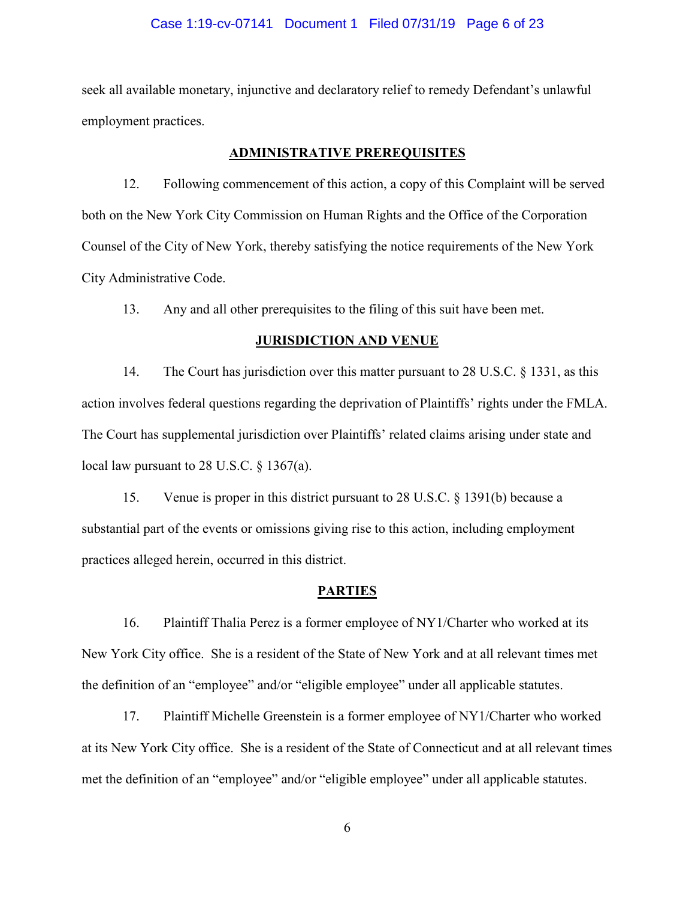seek all available monetary, injunctive and declaratory relief to remedy Defendant's unlawful employment practices.

## ADMINISTRATIVE PREREQUISITES

12. Following commencement of this action, a copy of this Complaint will be served both on the New York City Commission on Human Rights and the Office of the Corporation Counsel of the City of New York, thereby satisfying the notice requirements of the New York City Administrative Code.

13. Any and all other prerequisites to the filing of this suit have been met.

## JURISDICTION AND VENUE

14. The Court has jurisdiction over this matter pursuant to 28 U.S.C. § 1331, as this action involves federal questions regarding the deprivation of Plaintiffs' rights under the FMLA. The Court has supplemental jurisdiction over Plaintiffs' related claims arising under state and local law pursuant to 28 U.S.C. § 1367(a).

15. Venue is proper in this district pursuant to 28 U.S.C. § 1391(b) because a substantial part of the events or omissions giving rise to this action, including employment practices alleged herein, occurred in this district.

## PARTIES

16. Plaintiff Thalia Perez is a former employee of NY1/Charter who worked at its New York City office. She is a resident of the State of New York and at all relevant times met the definition of an "employee" and/or "eligible employee" under all applicable statutes.

17. Plaintiff Michelle Greenstein is a former employee of NY1/Charter who worked at its New York City office. She is a resident of the State of Connecticut and at all relevant times met the definition of an "employee" and/or "eligible employee" under all applicable statutes.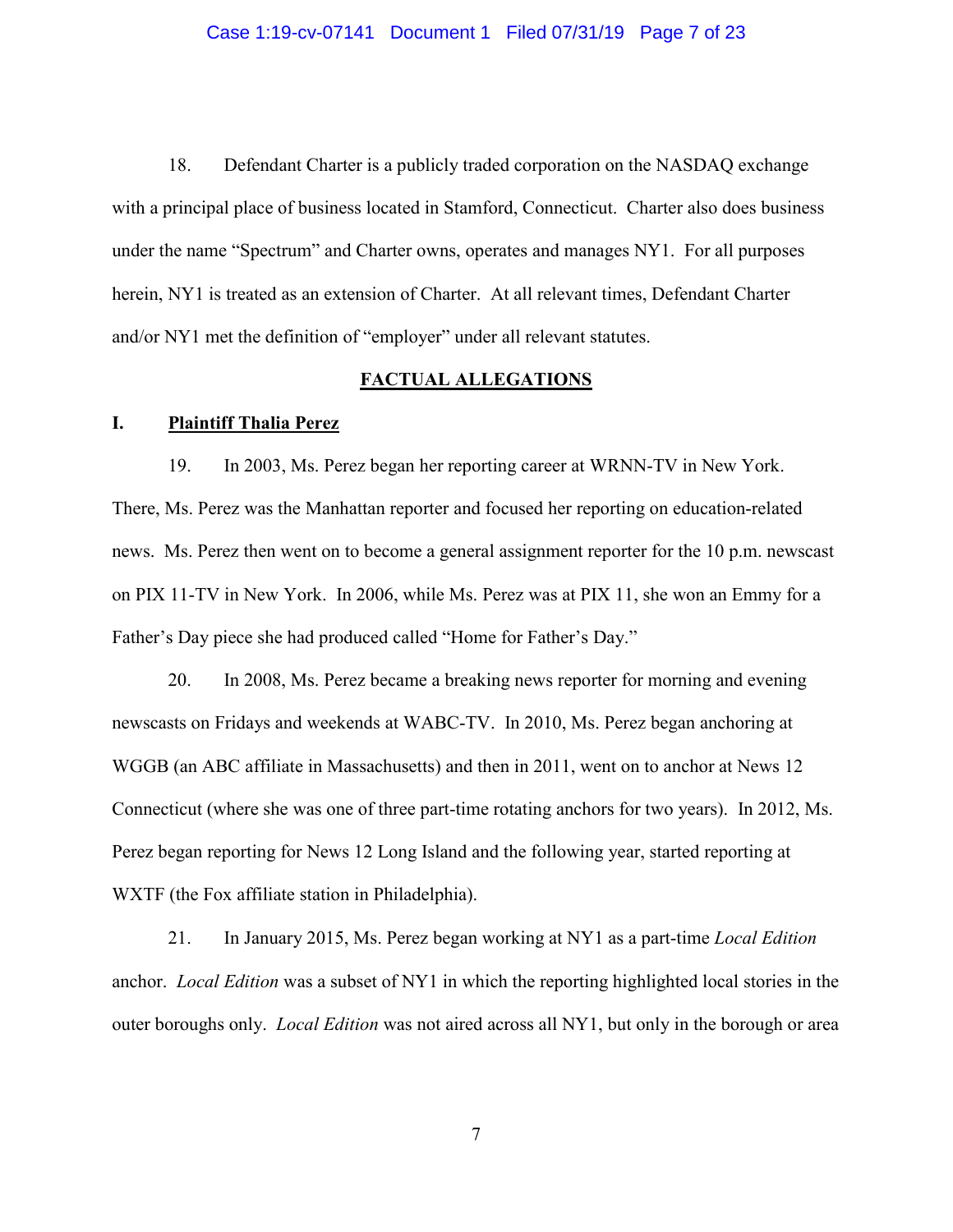18. Defendant Charter is a publicly traded corporation on the NASDAQ exchange with a principal place of business located in Stamford, Connecticut. Charter also does business under the name "Spectrum" and Charter owns, operates and manages NY1. For all purposes herein, NY1 is treated as an extension of Charter. At all relevant times, Defendant Charter and/or NY1 met the definition of "employer" under all relevant statutes.

## FACTUAL ALLEGATIONS

### I. Plaintiff Thalia Perez

19. In 2003, Ms. Perez began her reporting career at WRNN-TV in New York. There, Ms. Perez was the Manhattan reporter and focused her reporting on education-related news. Ms. Perez then went on to become a general assignment reporter for the 10 p.m. newscast on PIX 11-TV in New York. In 2006, while Ms. Perez was at PIX 11, she won an Emmy for a Father's Day piece she had produced called "Home for Father's Day."

20. In 2008, Ms. Perez became a breaking news reporter for morning and evening newscasts on Fridays and weekends at WABC-TV. In 2010, Ms. Perez began anchoring at WGGB (an ABC affiliate in Massachusetts) and then in 2011, went on to anchor at News 12 Connecticut (where she was one of three part-time rotating anchors for two years). In 2012, Ms. Perez began reporting for News 12 Long Island and the following year, started reporting at WXTF (the Fox affiliate station in Philadelphia).

21. In January 2015, Ms. Perez began working at NY1 as a part-time *Local Edition* anchor. *Local Edition* was a subset of NY1 in which the reporting highlighted local stories in the outer boroughs only. *Local Edition* was not aired across all NY1, but only in the borough or area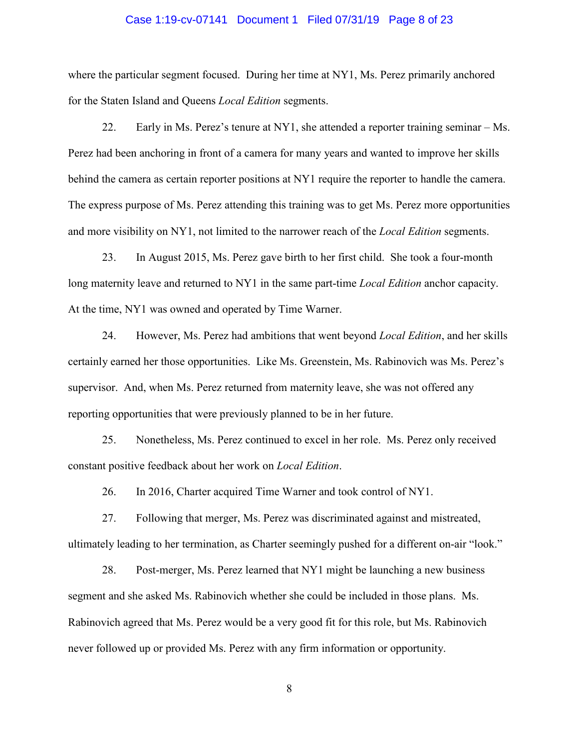where the particular segment focused. During her time at NY1, Ms. Perez primarily anchored for the Staten Island and Queens *Local Edition* segments.

22. Early in Ms. Perez's tenure at NY1, she attended a reporter training seminar – Ms. Perez had been anchoring in front of a camera for many years and wanted to improve her skills behind the camera as certain reporter positions at NY1 require the reporter to handle the camera. The express purpose of Ms. Perez attending this training was to get Ms. Perez more opportunities and more visibility on NY1, not limited to the narrower reach of the *Local Edition* segments.

23. In August 2015, Ms. Perez gave birth to her first child. She took a four-month long maternity leave and returned to NY1 in the same part-time *Local Edition* anchor capacity. At the time, NY1 was owned and operated by Time Warner.

24. However, Ms. Perez had ambitions that went beyond *Local Edition*, and her skills certainly earned her those opportunities. Like Ms. Greenstein, Ms. Rabinovich was Ms. Perez's supervisor. And, when Ms. Perez returned from maternity leave, she was not offered any reporting opportunities that were previously planned to be in her future.

25. Nonetheless, Ms. Perez continued to excel in her role. Ms. Perez only received constant positive feedback about her work on *Local Edition*.

26. In 2016, Charter acquired Time Warner and took control of NY1.

27. Following that merger, Ms. Perez was discriminated against and mistreated, ultimately leading to her termination, as Charter seemingly pushed for a different on-air "look."

28. Post-merger, Ms. Perez learned that NY1 might be launching a new business segment and she asked Ms. Rabinovich whether she could be included in those plans. Ms. Rabinovich agreed that Ms. Perez would be a very good fit for this role, but Ms. Rabinovich never followed up or provided Ms. Perez with any firm information or opportunity.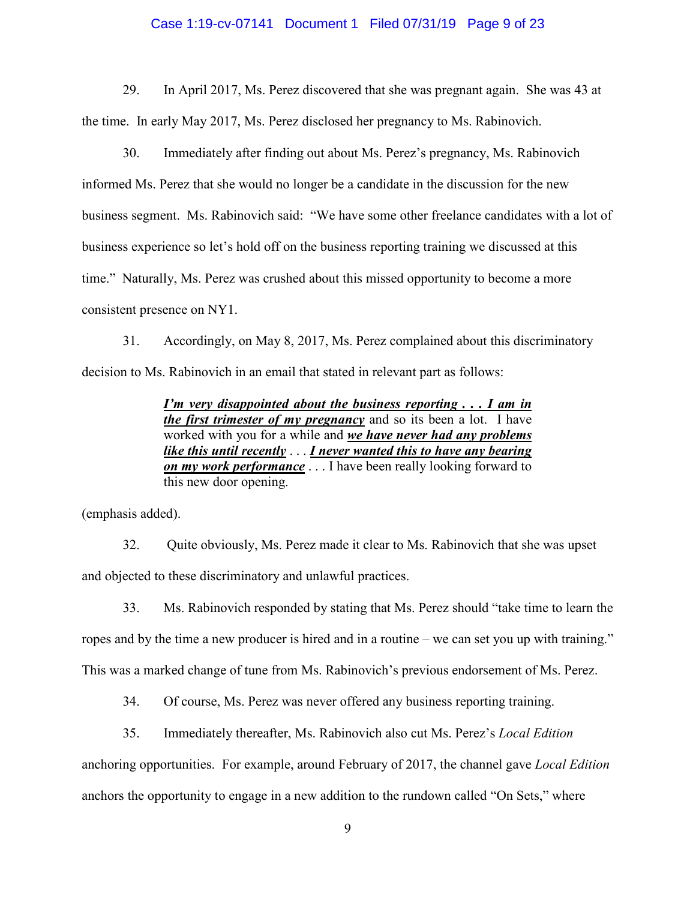29. In April 2017, Ms. Perez discovered that she was pregnant again. She was 43 at the time. In early May 2017, Ms. Perez disclosed her pregnancy to Ms. Rabinovich.

30. Immediately after finding out about Ms. Perez's pregnancy, Ms. Rabinovich informed Ms. Perez that she would no longer be a candidate in the discussion for the new business segment. Ms. Rabinovich said: "We have some other freelance candidates with a lot of business experience so let's hold off on the business reporting training we discussed at this time." Naturally, Ms. Perez was crushed about this missed opportunity to become a more consistent presence on NY1.

31. Accordingly, on May 8, 2017, Ms. Perez complained about this discriminatory decision to Ms. Rabinovich in an email that stated in relevant part as follows:

> ***<u>I'm very disappointed about the business reporting . . . I am in the first trimester of my pregnancy</u>*** and so its been a lot. I have worked with you for a while and ***<u>we have never had any problems like this until recently</u>*** . . . ***<u>I never wanted this to have any bearing on my work performance</u>*** . . . I have been really looking forward to this new door opening.

(emphasis added).

32. Quite obviously, Ms. Perez made it clear to Ms. Rabinovich that she was upset and objected to these discriminatory and unlawful practices.

33. Ms. Rabinovich responded by stating that Ms. Perez should "take time to learn the ropes and by the time a new producer is hired and in a routine – we can set you up with training." This was a marked change of tune from Ms. Rabinovich's previous endorsement of Ms. Perez.

34. Of course, Ms. Perez was never offered any business reporting training.

35. Immediately thereafter, Ms. Rabinovich also cut Ms. Perez's *Local Edition* anchoring opportunities. For example, around February of 2017, the channel gave *Local Edition* anchors the opportunity to engage in a new addition to the rundown called "On Sets," where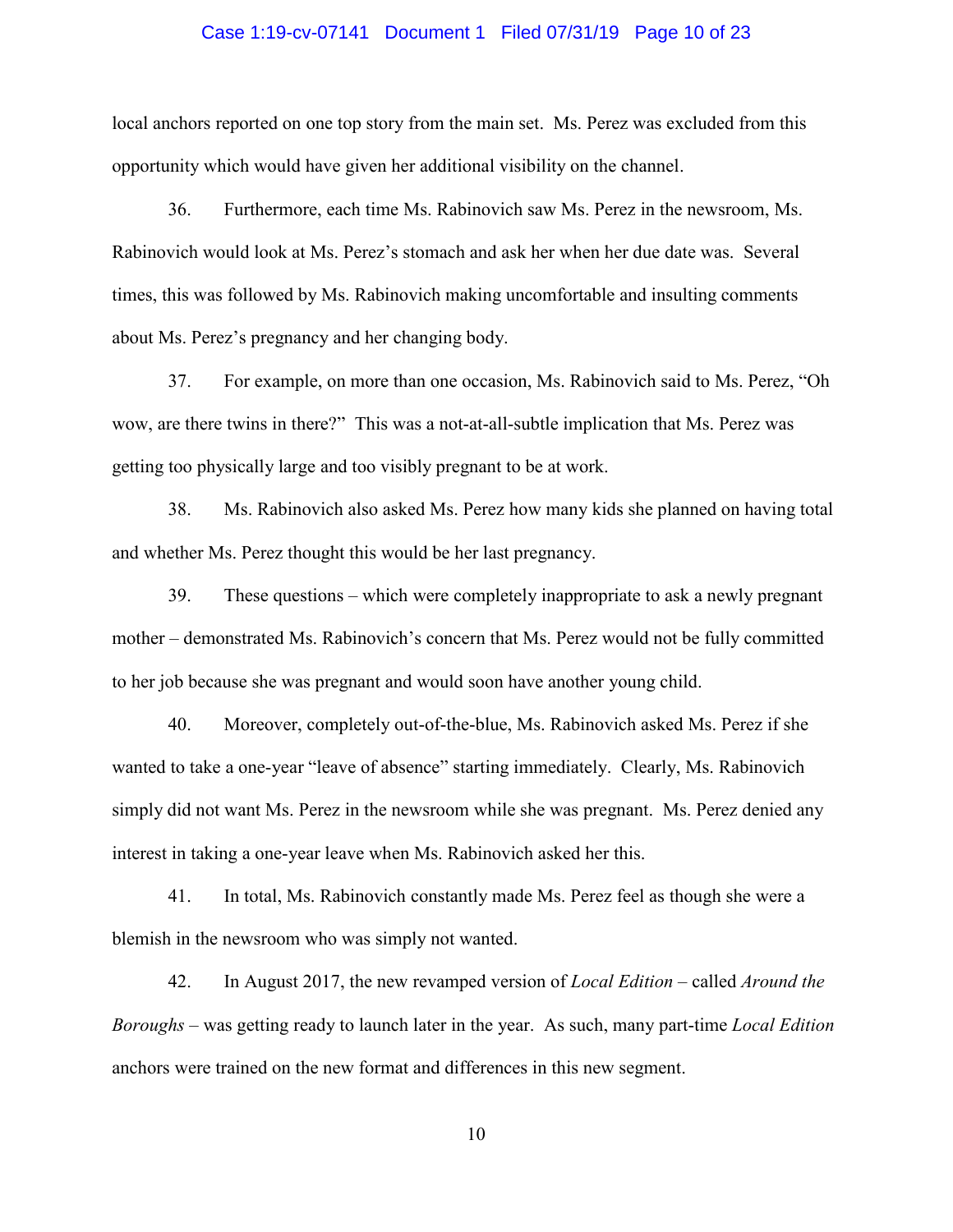local anchors reported on one top story from the main set. Ms. Perez was excluded from this opportunity which would have given her additional visibility on the channel.

36. Furthermore, each time Ms. Rabinovich saw Ms. Perez in the newsroom, Ms. Rabinovich would look at Ms. Perez's stomach and ask her when her due date was. Several times, this was followed by Ms. Rabinovich making uncomfortable and insulting comments about Ms. Perez's pregnancy and her changing body.

37. For example, on more than one occasion, Ms. Rabinovich said to Ms. Perez, "Oh wow, are there twins in there?" This was a not-at-all-subtle implication that Ms. Perez was getting too physically large and too visibly pregnant to be at work.

38. Ms. Rabinovich also asked Ms. Perez how many kids she planned on having total and whether Ms. Perez thought this would be her last pregnancy.

39. These questions – which were completely inappropriate to ask a newly pregnant mother – demonstrated Ms. Rabinovich's concern that Ms. Perez would not be fully committed to her job because she was pregnant and would soon have another young child.

40. Moreover, completely out-of-the-blue, Ms. Rabinovich asked Ms. Perez if she wanted to take a one-year "leave of absence" starting immediately. Clearly, Ms. Rabinovich simply did not want Ms. Perez in the newsroom while she was pregnant. Ms. Perez denied any interest in taking a one-year leave when Ms. Rabinovich asked her this.

41. In total, Ms. Rabinovich constantly made Ms. Perez feel as though she were a blemish in the newsroom who was simply not wanted.

42. In August 2017, the new revamped version of *Local Edition* – called *Around the Boroughs* – was getting ready to launch later in the year. As such, many part-time *Local Edition* anchors were trained on the new format and differences in this new segment.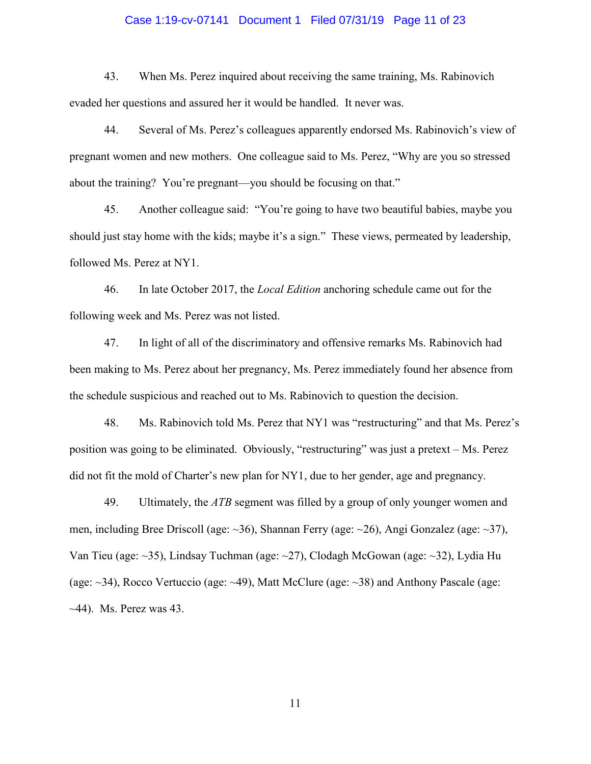43. When Ms. Perez inquired about receiving the same training, Ms. Rabinovich evaded her questions and assured her it would be handled. It never was.

44. Several of Ms. Perez's colleagues apparently endorsed Ms. Rabinovich's view of pregnant women and new mothers. One colleague said to Ms. Perez, "Why are you so stressed about the training? You're pregnant—you should be focusing on that."

45. Another colleague said: "You're going to have two beautiful babies, maybe you should just stay home with the kids; maybe it's a sign." These views, permeated by leadership, followed Ms. Perez at NY1.

46. In late October 2017, the *Local Edition* anchoring schedule came out for the following week and Ms. Perez was not listed.

47. In light of all of the discriminatory and offensive remarks Ms. Rabinovich had been making to Ms. Perez about her pregnancy, Ms. Perez immediately found her absence from the schedule suspicious and reached out to Ms. Rabinovich to question the decision.

48. Ms. Rabinovich told Ms. Perez that NY1 was "restructuring" and that Ms. Perez's position was going to be eliminated. Obviously, "restructuring" was just a pretext – Ms. Perez did not fit the mold of Charter's new plan for NY1, due to her gender, age and pregnancy.

49. Ultimately, the *ATB* segment was filled by a group of only younger women and men, including Bree Driscoll (age: ~36), Shannan Ferry (age: ~26), Angi Gonzalez (age: ~37), Van Tieu (age: ~35), Lindsay Tuchman (age: ~27), Clodagh McGowan (age: ~32), Lydia Hu (age: ~34), Rocco Vertuccio (age: ~49), Matt McClure (age: ~38) and Anthony Pascale (age: ~44). Ms. Perez was 43.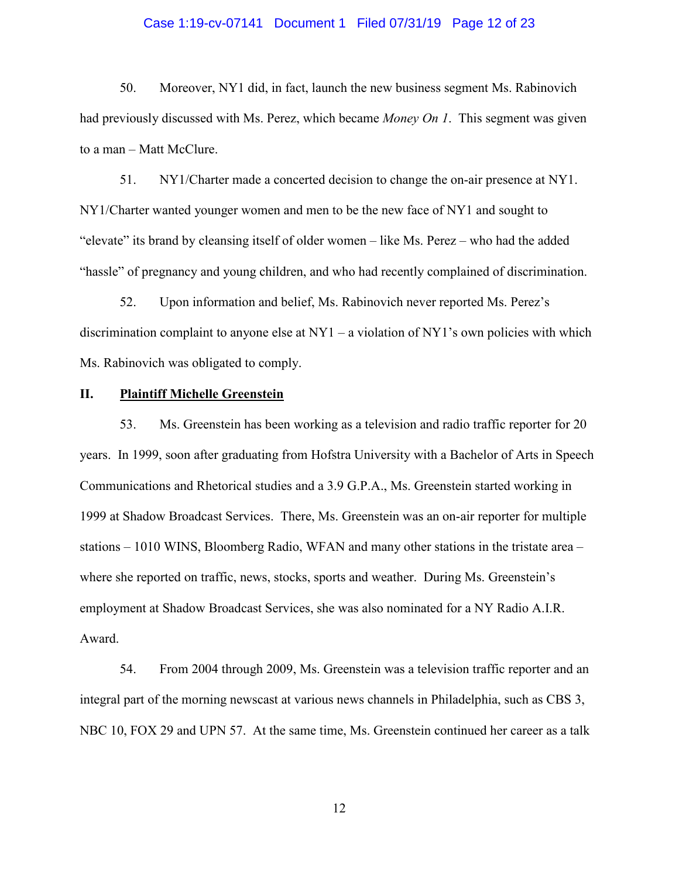50. Moreover, NY1 did, in fact, launch the new business segment Ms. Rabinovich had previously discussed with Ms. Perez, which became *Money On 1*. This segment was given to a man – Matt McClure.

51. NY1/Charter made a concerted decision to change the on-air presence at NY1. NY1/Charter wanted younger women and men to be the new face of NY1 and sought to "elevate" its brand by cleansing itself of older women – like Ms. Perez – who had the added "hassle" of pregnancy and young children, and who had recently complained of discrimination.

52. Upon information and belief, Ms. Rabinovich never reported Ms. Perez's discrimination complaint to anyone else at NY1 – a violation of NY1's own policies with which Ms. Rabinovich was obligated to comply.

## II. <u>Plaintiff Michelle Greenstein</u>

53. Ms. Greenstein has been working as a television and radio traffic reporter for 20 years. In 1999, soon after graduating from Hofstra University with a Bachelor of Arts in Speech Communications and Rhetorical studies and a 3.9 G.P.A., Ms. Greenstein started working in 1999 at Shadow Broadcast Services. There, Ms. Greenstein was an on-air reporter for multiple stations – 1010 WINS, Bloomberg Radio, WFAN and many other stations in the tristate area – where she reported on traffic, news, stocks, sports and weather. During Ms. Greenstein's employment at Shadow Broadcast Services, she was also nominated for a NY Radio A.I.R. Award.

54. From 2004 through 2009, Ms. Greenstein was a television traffic reporter and an integral part of the morning newscast at various news channels in Philadelphia, such as CBS 3, NBC 10, FOX 29 and UPN 57. At the same time, Ms. Greenstein continued her career as a talk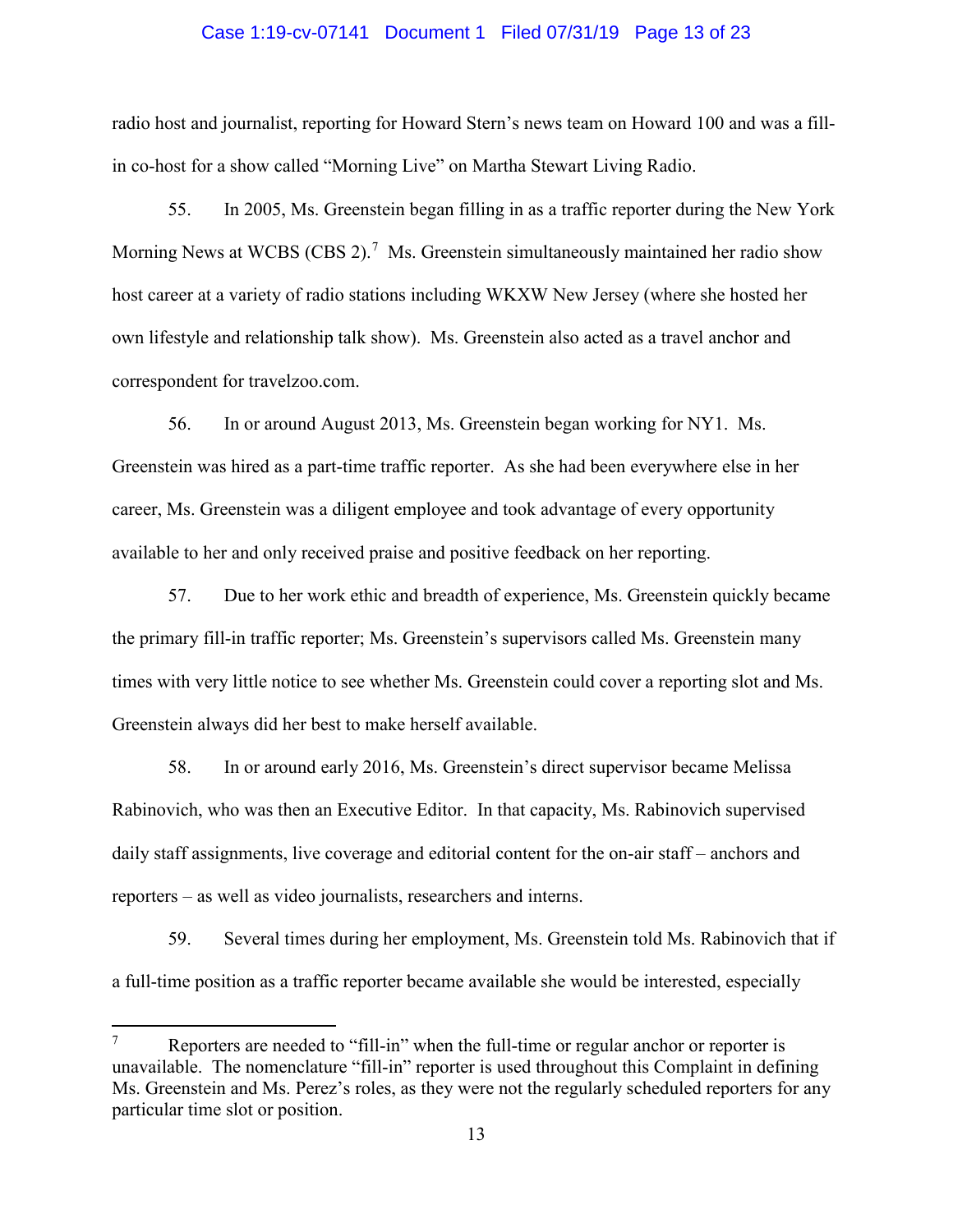radio host and journalist, reporting for Howard Stern's news team on Howard 100 and was a fill-in co-host for a show called "Morning Live" on Martha Stewart Living Radio.

55. In 2005, Ms. Greenstein began filling in as a traffic reporter during the New York Morning News at WCBS (CBS 2).[7] Ms. Greenstein simultaneously maintained her radio show host career at a variety of radio stations including WKXW New Jersey (where she hosted her own lifestyle and relationship talk show). Ms. Greenstein also acted as a travel anchor and correspondent for travelzoo.com.

56. In or around August 2013, Ms. Greenstein began working for NY1. Ms. Greenstein was hired as a part-time traffic reporter. As she had been everywhere else in her career, Ms. Greenstein was a diligent employee and took advantage of every opportunity available to her and only received praise and positive feedback on her reporting.

57. Due to her work ethic and breadth of experience, Ms. Greenstein quickly became the primary fill-in traffic reporter; Ms. Greenstein's supervisors called Ms. Greenstein many times with very little notice to see whether Ms. Greenstein could cover a reporting slot and Ms. Greenstein always did her best to make herself available.

58. In or around early 2016, Ms. Greenstein's direct supervisor became Melissa Rabinovich, who was then an Executive Editor. In that capacity, Ms. Rabinovich supervised daily staff assignments, live coverage and editorial content for the on-air staff – anchors and reporters – as well as video journalists, researchers and interns.

59. Several times during her employment, Ms. Greenstein told Ms. Rabinovich that if a full-time position as a traffic reporter became available she would be interested, especially

---

[7] Reporters are needed to "fill-in" when the full-time or regular anchor or reporter is unavailable. The nomenclature "fill-in" reporter is used throughout this Complaint in defining Ms. Greenstein and Ms. Perez's roles, as they were not the regularly scheduled reporters for any particular time slot or position.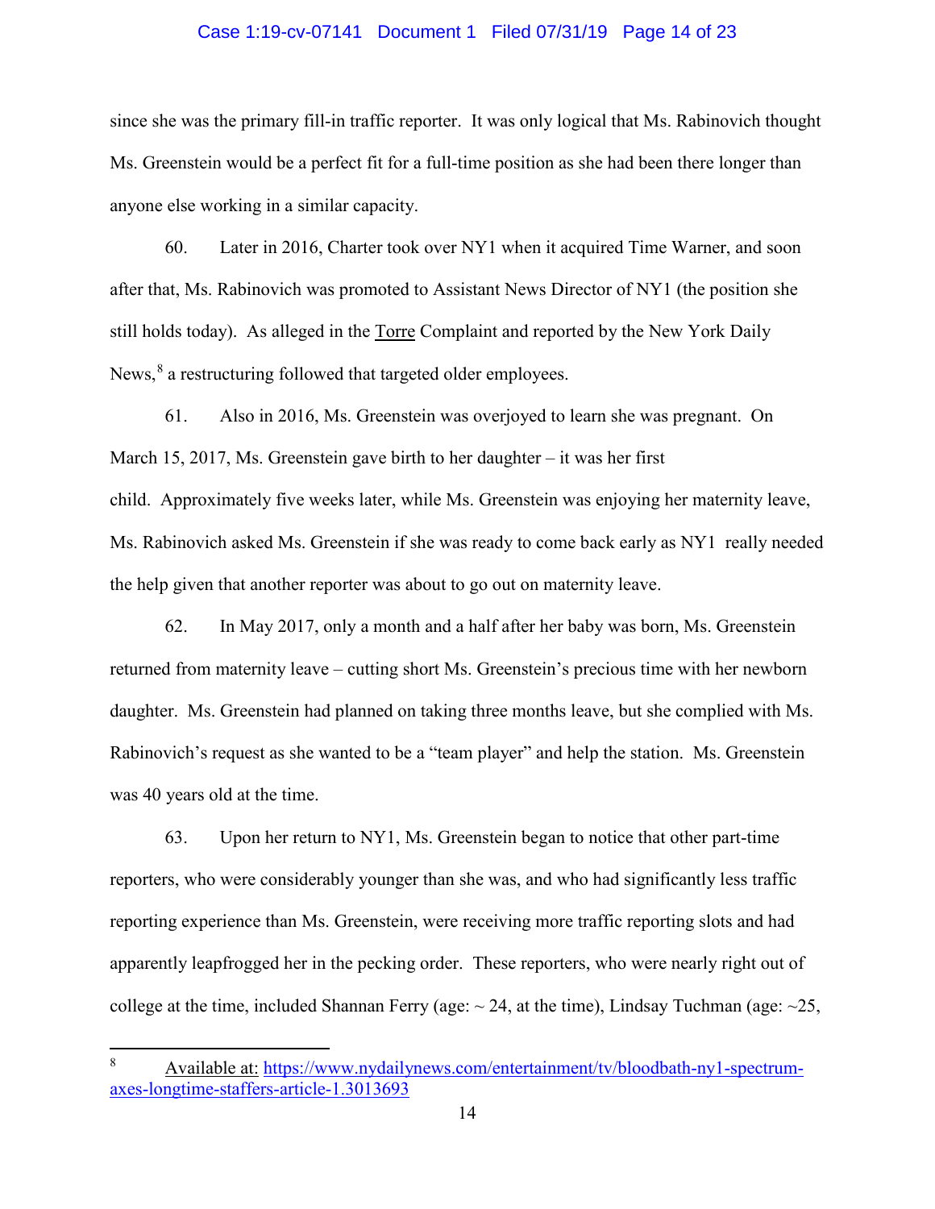since she was the primary fill-in traffic reporter. It was only logical that Ms. Rabinovich thought Ms. Greenstein would be a perfect fit for a full-time position as she had been there longer than anyone else working in a similar capacity.

60. Later in 2016, Charter took over NY1 when it acquired Time Warner, and soon after that, Ms. Rabinovich was promoted to Assistant News Director of NY1 (the position she still holds today). As alleged in the Torre Complaint and reported by the New York Daily News,[8] a restructuring followed that targeted older employees.

61. Also in 2016, Ms. Greenstein was overjoyed to learn she was pregnant. On March 15, 2017, Ms. Greenstein gave birth to her daughter – it was her first child. Approximately five weeks later, while Ms. Greenstein was enjoying her maternity leave, Ms. Rabinovich asked Ms. Greenstein if she was ready to come back early as NY1 really needed the help given that another reporter was about to go out on maternity leave.

62. In May 2017, only a month and a half after her baby was born, Ms. Greenstein returned from maternity leave – cutting short Ms. Greenstein's precious time with her newborn daughter. Ms. Greenstein had planned on taking three months leave, but she complied with Ms. Rabinovich's request as she wanted to be a "team player" and help the station. Ms. Greenstein was 40 years old at the time.

63. Upon her return to NY1, Ms. Greenstein began to notice that other part-time reporters, who were considerably younger than she was, and who had significantly less traffic reporting experience than Ms. Greenstein, were receiving more traffic reporting slots and had apparently leapfrogged her in the pecking order. These reporters, who were nearly right out of college at the time, included Shannan Ferry (age: ~ 24, at the time), Lindsay Tuchman (age: ~25,

---

[8] Available at: https://www.nydailynews.com/entertainment/tv/bloodbath-ny1-spectrum-axes-longtime-staffers-article-1.3013693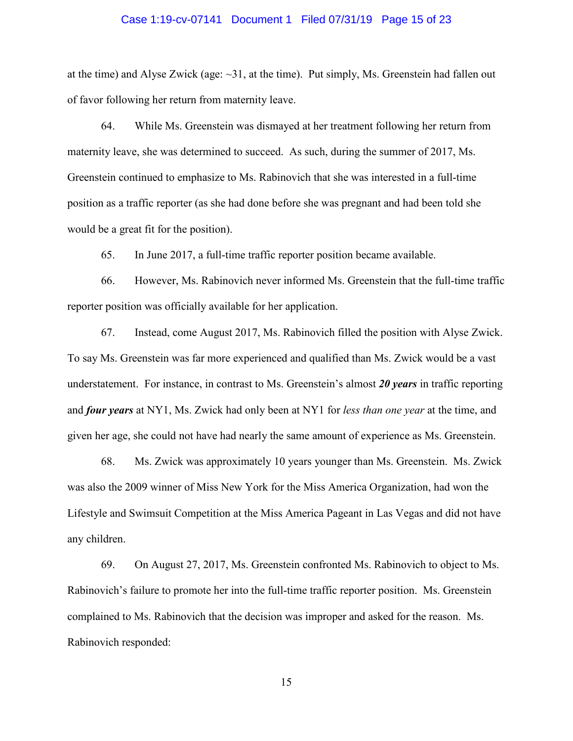at the time) and Alyse Zwick (age: ~31, at the time). Put simply, Ms. Greenstein had fallen out of favor following her return from maternity leave.

64. While Ms. Greenstein was dismayed at her treatment following her return from maternity leave, she was determined to succeed. As such, during the summer of 2017, Ms. Greenstein continued to emphasize to Ms. Rabinovich that she was interested in a full-time position as a traffic reporter (as she had done before she was pregnant and had been told she would be a great fit for the position).

65. In June 2017, a full-time traffic reporter position became available.

66. However, Ms. Rabinovich never informed Ms. Greenstein that the full-time traffic reporter position was officially available for her application.

67. Instead, come August 2017, Ms. Rabinovich filled the position with Alyse Zwick. To say Ms. Greenstein was far more experienced and qualified than Ms. Zwick would be a vast understatement. For instance, in contrast to Ms. Greenstein's almost ***20 years*** in traffic reporting and ***four years*** at NY1, Ms. Zwick had only been at NY1 for *less than one year* at the time, and given her age, she could not have had nearly the same amount of experience as Ms. Greenstein.

68. Ms. Zwick was approximately 10 years younger than Ms. Greenstein. Ms. Zwick was also the 2009 winner of Miss New York for the Miss America Organization, had won the Lifestyle and Swimsuit Competition at the Miss America Pageant in Las Vegas and did not have any children.

69. On August 27, 2017, Ms. Greenstein confronted Ms. Rabinovich to object to Ms. Rabinovich's failure to promote her into the full-time traffic reporter position. Ms. Greenstein complained to Ms. Rabinovich that the decision was improper and asked for the reason. Ms. Rabinovich responded: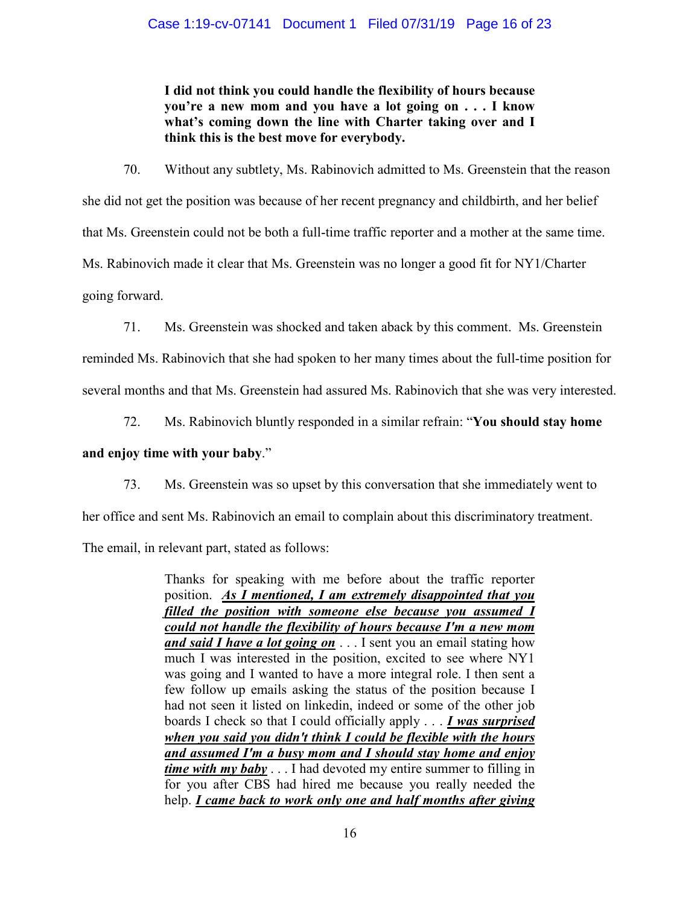> **I did not think you could handle the flexibility of hours because you're a new mom and you have a lot going on . . . I know what's coming down the line with Charter taking over and I think this is the best move for everybody.**

70. Without any subtlety, Ms. Rabinovich admitted to Ms. Greenstein that the reason she did not get the position was because of her recent pregnancy and childbirth, and her belief that Ms. Greenstein could not be both a full-time traffic reporter and a mother at the same time. Ms. Rabinovich made it clear that Ms. Greenstein was no longer a good fit for NY1/Charter going forward.

71. Ms. Greenstein was shocked and taken aback by this comment. Ms. Greenstein reminded Ms. Rabinovich that she had spoken to her many times about the full-time position for several months and that Ms. Greenstein had assured Ms. Rabinovich that she was very interested.

72. Ms. Rabinovich bluntly responded in a similar refrain: "**You should stay home and enjoy time with your baby**."

73. Ms. Greenstein was so upset by this conversation that she immediately went to her office and sent Ms. Rabinovich an email to complain about this discriminatory treatment. The email, in relevant part, stated as follows:

> Thanks for speaking with me before about the traffic reporter position. ***As I mentioned, I am extremely disappointed that you filled the position with someone else because you assumed I could not handle the flexibility of hours because I'm a new mom and said I have a lot going on*** . . . I sent you an email stating how much I was interested in the position, excited to see where NY1 was going and I wanted to have a more integral role. I then sent a few follow up emails asking the status of the position because I had not seen it listed on linkedin, indeed or some of the other job boards I check so that I could officially apply . . . ***I was surprised when you said you didn't think I could be flexible with the hours and assumed I'm a busy mom and I should stay home and enjoy time with my baby*** . . . I had devoted my entire summer to filling in for you after CBS had hired me because you really needed the help. ***I came back to work only one and half months after giving***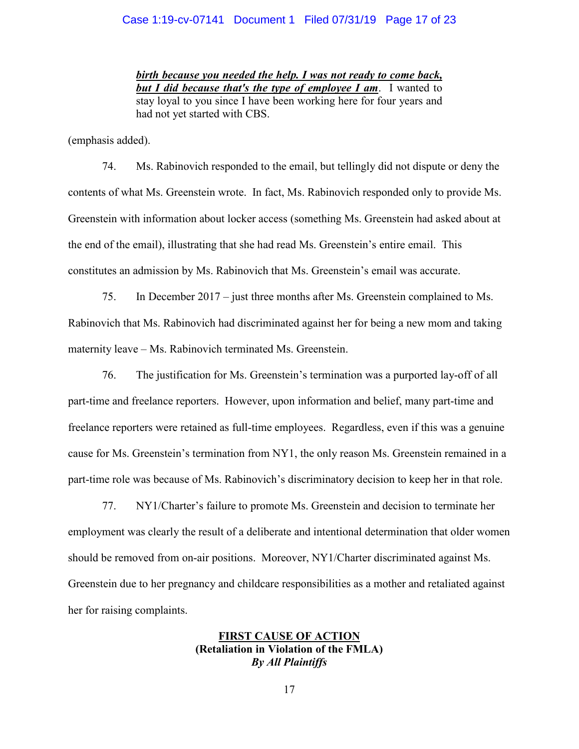> ***birth because you needed the help. I was not ready to come back, but I did because that's the type of employee I am***. I wanted to stay loyal to you since I have been working here for four years and had not yet started with CBS.

(emphasis added).

74. Ms. Rabinovich responded to the email, but tellingly did not dispute or deny the contents of what Ms. Greenstein wrote. In fact, Ms. Rabinovich responded only to provide Ms. Greenstein with information about locker access (something Ms. Greenstein had asked about at the end of the email), illustrating that she had read Ms. Greenstein's entire email. This constitutes an admission by Ms. Rabinovich that Ms. Greenstein's email was accurate.

75. In December 2017 – just three months after Ms. Greenstein complained to Ms. Rabinovich that Ms. Rabinovich had discriminated against her for being a new mom and taking maternity leave – Ms. Rabinovich terminated Ms. Greenstein.

76. The justification for Ms. Greenstein's termination was a purported lay-off of all part-time and freelance reporters. However, upon information and belief, many part-time and freelance reporters were retained as full-time employees. Regardless, even if this was a genuine cause for Ms. Greenstein's termination from NY1, the only reason Ms. Greenstein remained in a part-time role was because of Ms. Rabinovich's discriminatory decision to keep her in that role.

77. NY1/Charter's failure to promote Ms. Greenstein and decision to terminate her employment was clearly the result of a deliberate and intentional determination that older women should be removed from on-air positions. Moreover, NY1/Charter discriminated against Ms. Greenstein due to her pregnancy and childcare responsibilities as a mother and retaliated against her for raising complaints.

## FIRST CAUSE OF ACTION
**(Retaliation in Violation of the FMLA)**
***By All Plaintiffs***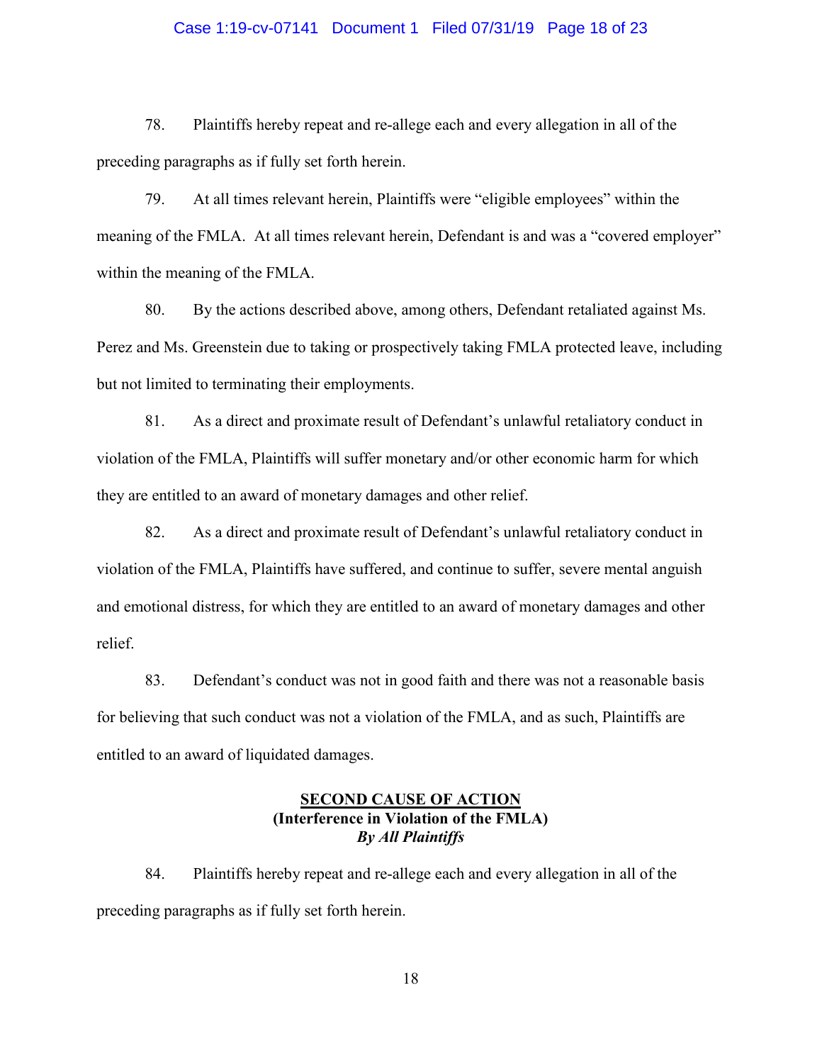78. Plaintiffs hereby repeat and re-allege each and every allegation in all of the preceding paragraphs as if fully set forth herein.

79. At all times relevant herein, Plaintiffs were "eligible employees" within the meaning of the FMLA. At all times relevant herein, Defendant is and was a "covered employer" within the meaning of the FMLA.

80. By the actions described above, among others, Defendant retaliated against Ms. Perez and Ms. Greenstein due to taking or prospectively taking FMLA protected leave, including but not limited to terminating their employments.

81. As a direct and proximate result of Defendant's unlawful retaliatory conduct in violation of the FMLA, Plaintiffs will suffer monetary and/or other economic harm for which they are entitled to an award of monetary damages and other relief.

82. As a direct and proximate result of Defendant's unlawful retaliatory conduct in violation of the FMLA, Plaintiffs have suffered, and continue to suffer, severe mental anguish and emotional distress, for which they are entitled to an award of monetary damages and other relief.

83. Defendant's conduct was not in good faith and there was not a reasonable basis for believing that such conduct was not a violation of the FMLA, and as such, Plaintiffs are entitled to an award of liquidated damages.

## SECOND CAUSE OF ACTION
**(Interference in Violation of the FMLA)**
***By All Plaintiffs***

84. Plaintiffs hereby repeat and re-allege each and every allegation in all of the preceding paragraphs as if fully set forth herein.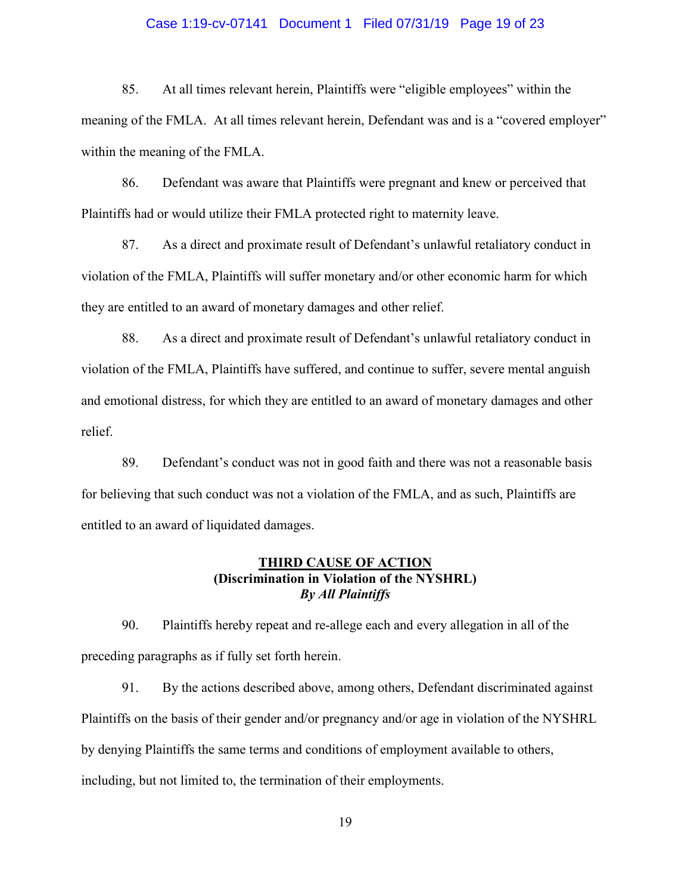85. At all times relevant herein, Plaintiffs were "eligible employees" within the meaning of the FMLA. At all times relevant herein, Defendant was and is a "covered employer" within the meaning of the FMLA.

86. Defendant was aware that Plaintiffs were pregnant and knew or perceived that Plaintiffs had or would utilize their FMLA protected right to maternity leave.

87. As a direct and proximate result of Defendant's unlawful retaliatory conduct in violation of the FMLA, Plaintiffs will suffer monetary and/or other economic harm for which they are entitled to an award of monetary damages and other relief.

88. As a direct and proximate result of Defendant's unlawful retaliatory conduct in violation of the FMLA, Plaintiffs have suffered, and continue to suffer, severe mental anguish and emotional distress, for which they are entitled to an award of monetary damages and other relief.

89. Defendant's conduct was not in good faith and there was not a reasonable basis for believing that such conduct was not a violation of the FMLA, and as such, Plaintiffs are entitled to an award of liquidated damages.

## THIRD CAUSE OF ACTION
**(Discrimination in Violation of the NYSHRL)**
***By All Plaintiffs***

90. Plaintiffs hereby repeat and re-allege each and every allegation in all of the preceding paragraphs as if fully set forth herein.

91. By the actions described above, among others, Defendant discriminated against Plaintiffs on the basis of their gender and/or pregnancy and/or age in violation of the NYSHRL by denying Plaintiffs the same terms and conditions of employment available to others, including, but not limited to, the termination of their employments.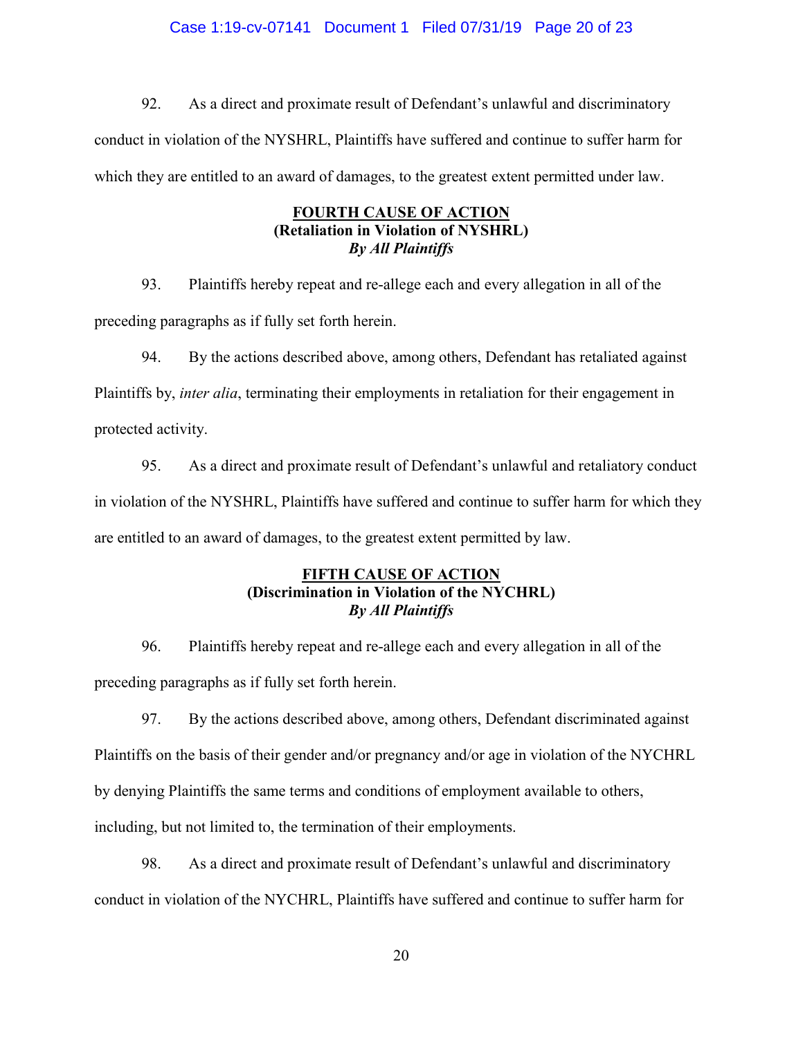92. As a direct and proximate result of Defendant's unlawful and discriminatory conduct in violation of the NYSHRL, Plaintiffs have suffered and continue to suffer harm for which they are entitled to an award of damages, to the greatest extent permitted under law.

**FOURTH CAUSE OF ACTION**
**(Retaliation in Violation of NYSHRL)**
***By All Plaintiffs***

93. Plaintiffs hereby repeat and re-allege each and every allegation in all of the preceding paragraphs as if fully set forth herein.

94. By the actions described above, among others, Defendant has retaliated against Plaintiffs by, *inter alia*, terminating their employments in retaliation for their engagement in protected activity.

95. As a direct and proximate result of Defendant's unlawful and retaliatory conduct in violation of the NYSHRL, Plaintiffs have suffered and continue to suffer harm for which they are entitled to an award of damages, to the greatest extent permitted by law.

**FIFTH CAUSE OF ACTION**
**(Discrimination in Violation of the NYCHRL)**
***By All Plaintiffs***

96. Plaintiffs hereby repeat and re-allege each and every allegation in all of the preceding paragraphs as if fully set forth herein.

97. By the actions described above, among others, Defendant discriminated against Plaintiffs on the basis of their gender and/or pregnancy and/or age in violation of the NYCHRL by denying Plaintiffs the same terms and conditions of employment available to others, including, but not limited to, the termination of their employments.

98. As a direct and proximate result of Defendant's unlawful and discriminatory conduct in violation of the NYCHRL, Plaintiffs have suffered and continue to suffer harm for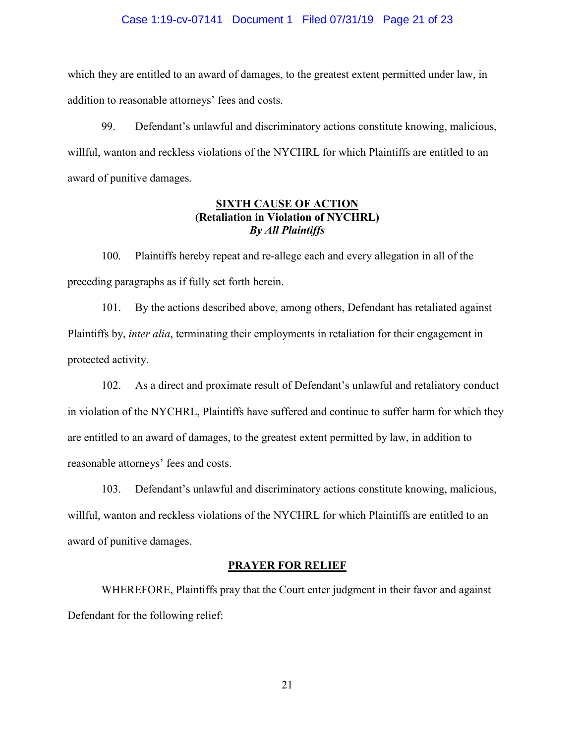which they are entitled to an award of damages, to the greatest extent permitted under law, in addition to reasonable attorneys' fees and costs.

99. Defendant's unlawful and discriminatory actions constitute knowing, malicious, willful, wanton and reckless violations of the NYCHRL for which Plaintiffs are entitled to an award of punitive damages.

## SIXTH CAUSE OF ACTION
**(Retaliation in Violation of NYCHRL)**
***By All Plaintiffs***

100. Plaintiffs hereby repeat and re-allege each and every allegation in all of the preceding paragraphs as if fully set forth herein.

101. By the actions described above, among others, Defendant has retaliated against Plaintiffs by, *inter alia*, terminating their employments in retaliation for their engagement in protected activity.

102. As a direct and proximate result of Defendant's unlawful and retaliatory conduct in violation of the NYCHRL, Plaintiffs have suffered and continue to suffer harm for which they are entitled to an award of damages, to the greatest extent permitted by law, in addition to reasonable attorneys' fees and costs.

103. Defendant's unlawful and discriminatory actions constitute knowing, malicious, willful, wanton and reckless violations of the NYCHRL for which Plaintiffs are entitled to an award of punitive damages.

## PRAYER FOR RELIEF

WHEREFORE, Plaintiffs pray that the Court enter judgment in their favor and against Defendant for the following relief: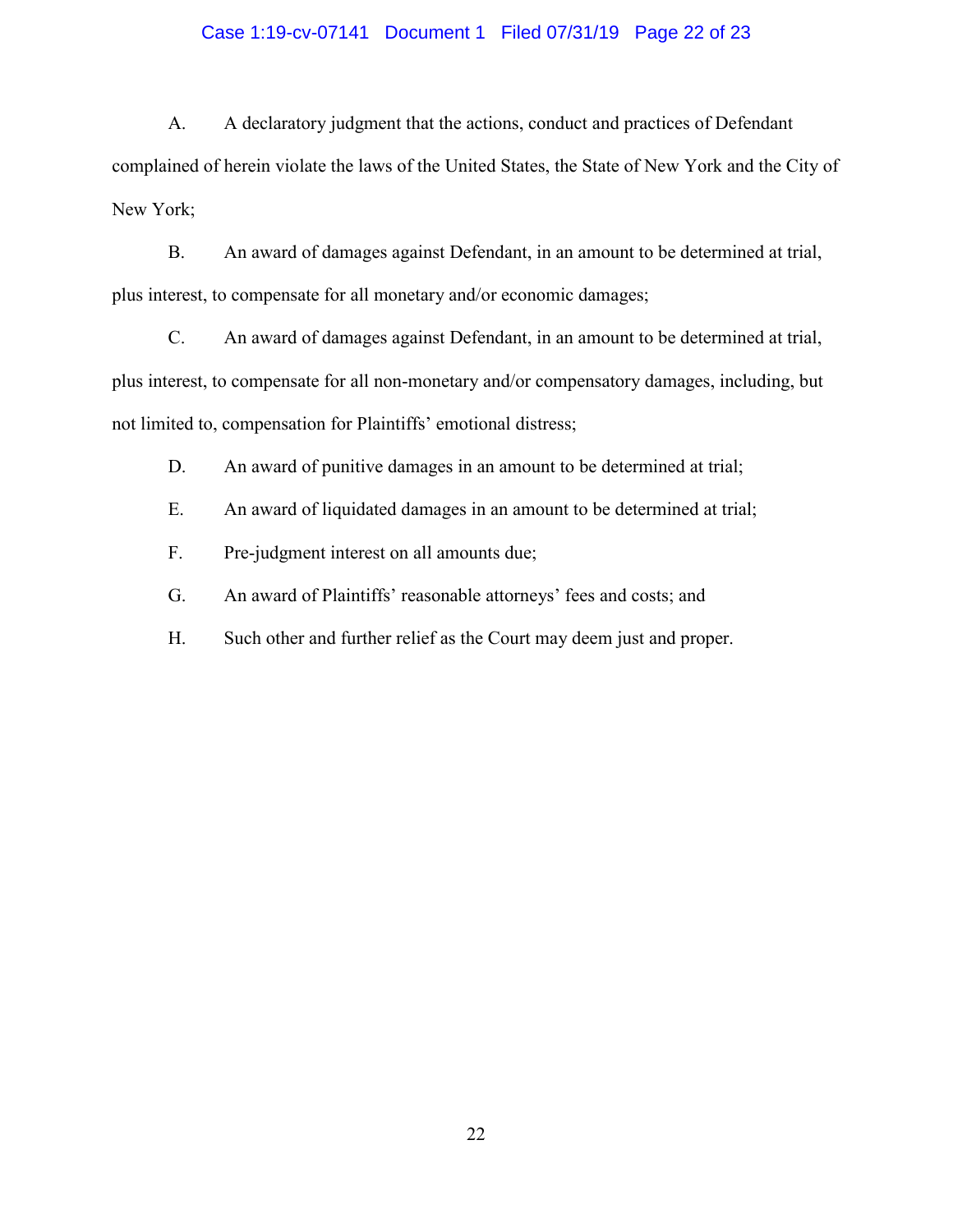A. A declaratory judgment that the actions, conduct and practices of Defendant complained of herein violate the laws of the United States, the State of New York and the City of New York;

B. An award of damages against Defendant, in an amount to be determined at trial, plus interest, to compensate for all monetary and/or economic damages;

C. An award of damages against Defendant, in an amount to be determined at trial, plus interest, to compensate for all non-monetary and/or compensatory damages, including, but not limited to, compensation for Plaintiffs' emotional distress;

D. An award of punitive damages in an amount to be determined at trial;

E. An award of liquidated damages in an amount to be determined at trial;

F. Pre-judgment interest on all amounts due;

G. An award of Plaintiffs' reasonable attorneys' fees and costs; and

H. Such other and further relief as the Court may deem just and proper.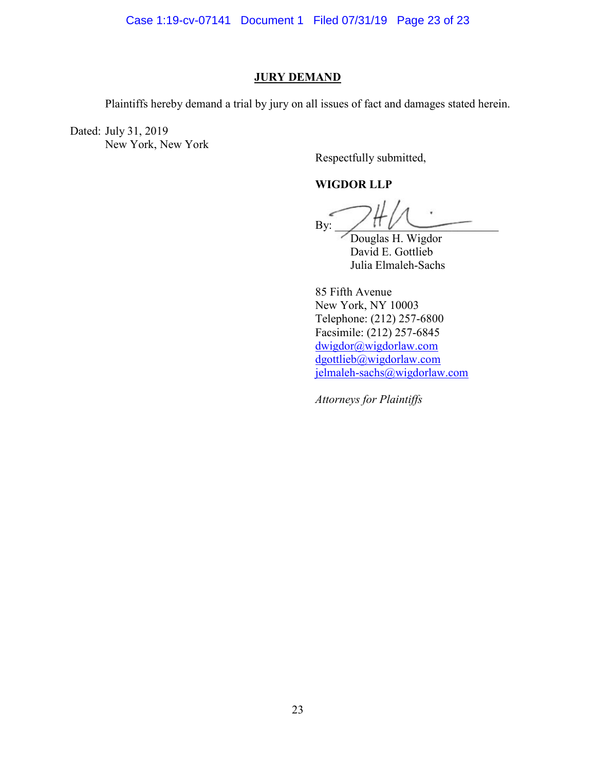## JURY DEMAND

Plaintiffs hereby demand a trial by jury on all issues of fact and damages stated herein.

Dated: July 31, 2019
New York, New York

Respectfully submitted,

**WIGDOR LLP**

By: ______________________
Douglas H. Wigdor
David E. Gottlieb
Julia Elmaleh-Sachs

85 Fifth Avenue
New York, NY 10003
Telephone: (212) 257-6800
Facsimile: (212) 257-6845
dwigdor@wigdorlaw.com
dgottlieb@wigdorlaw.com
jelmaleh-sachs@wigdorlaw.com

*Attorneys for Plaintiffs*